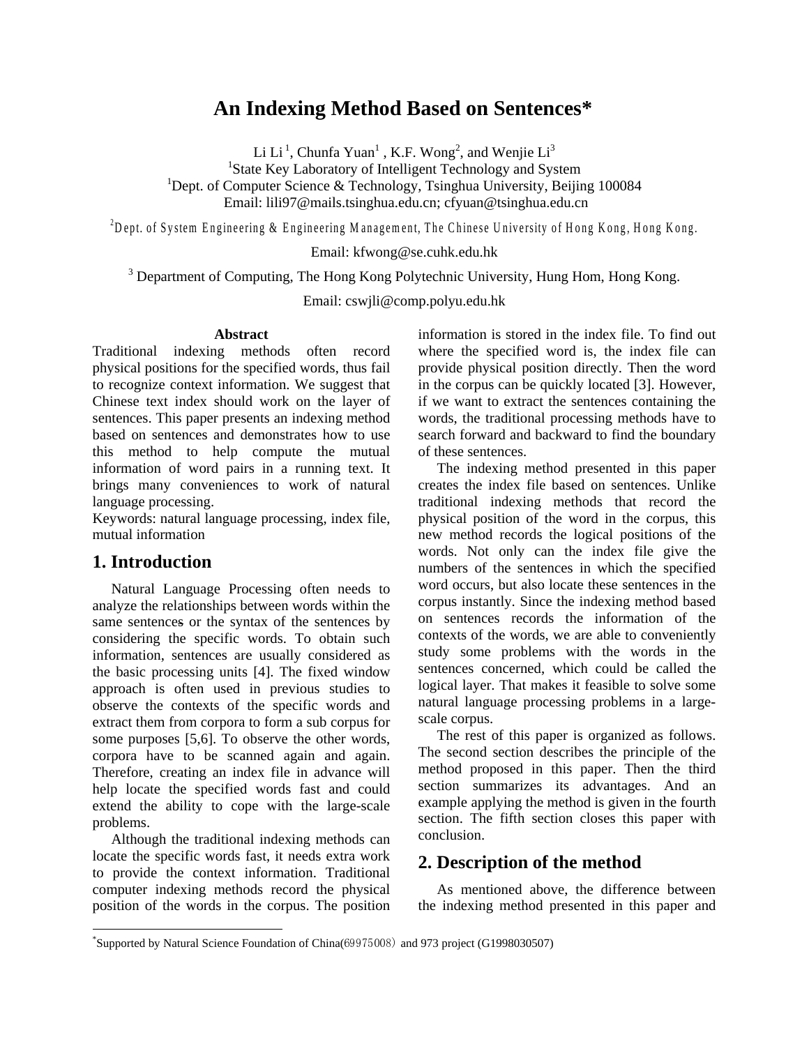# An Indexing Method Based on Sentences*

Li Li [1], Chunfa Yuan [1], K.F. Wong [2], and Wenjie Li [3]

[1] State Key Laboratory of Intelligent Technology and System

[1] Dept. of Computer Science & Technology, Tsinghua University, Beijing 100084

Email: lili97@mails.tsinghua.edu.cn; cfyuan@tsinghua.edu.cn

[2] Dept. of System Engineering & Engineering Management, The Chinese University of Hong Kong, Hong Kong.

Email: kfwong@se.cuhk.edu.hk

[3] Department of Computing, The Hong Kong Polytechnic University, Hung Hom, Hong Kong.

Email: cswjli@comp.polyu.edu.hk

**Abstract**

Traditional indexing methods often record physical positions for the specified words, thus fail to recognize context information. We suggest that Chinese text index should work on the layer of sentences. This paper presents an indexing method based on sentences and demonstrates how to use this method to help compute the mutual information of word pairs in a running text. It brings many conveniences to work of natural language processing.

Keywords: natural language processing, index file, mutual information

## 1. Introduction

Natural Language Processing often needs to analyze the relationships between words within the same sentences or the syntax of the sentences by considering the specific words. To obtain such information, sentences are usually considered as the basic processing units [4]. The fixed window approach is often used in previous studies to observe the contexts of the specific words and extract them from corpora to form a sub corpus for some purposes [5,6]. To observe the other words, corpora have to be scanned again and again. Therefore, creating an index file in advance will help locate the specified words fast and could extend the ability to cope with the large-scale problems.

Although the traditional indexing methods can locate the specific words fast, it needs extra work to provide the context information. Traditional computer indexing methods record the physical position of the words in the corpus. The position information is stored in the index file. To find out where the specified word is, the index file can provide physical position directly. Then the word in the corpus can be quickly located [3]. However, if we want to extract the sentences containing the words, the traditional processing methods have to search forward and backward to find the boundary of these sentences.

The indexing method presented in this paper creates the index file based on sentences. Unlike traditional indexing methods that record the physical position of the word in the corpus, this new method records the logical positions of the words. Not only can the index file give the numbers of the sentences in which the specified word occurs, but also locate these sentences in the corpus instantly. Since the indexing method based on sentences records the information of the contexts of the words, we are able to conveniently study some problems with the words in the sentences concerned, which could be called the logical layer. That makes it feasible to solve some natural language processing problems in a large-scale corpus.

The rest of this paper is organized as follows. The second section describes the principle of the method proposed in this paper. Then the third section summarizes its advantages. And an example applying the method is given in the fourth section. The fifth section closes this paper with conclusion.

## 2. Description of the method

As mentioned above, the difference between the indexing method presented in this paper and

*Supported by Natural Science Foundation of China(69975008) and 973 project (G1998030507)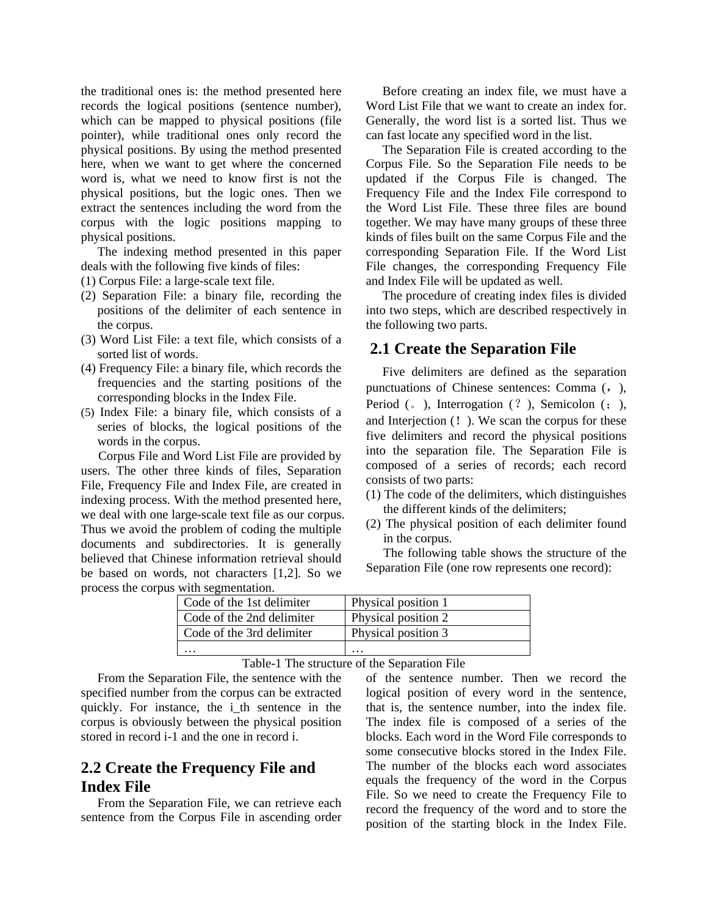the traditional ones is: the method presented here records the logical positions (sentence number), which can be mapped to physical positions (file pointer), while traditional ones only record the physical positions. By using the method presented here, when we want to get where the concerned word is, what we need to know first is not the physical positions, but the logic ones. Then we extract the sentences including the word from the corpus with the logic positions mapping to physical positions.

The indexing method presented in this paper deals with the following five kinds of files:

(1) Corpus File: a large-scale text file.

(2) Separation File: a binary file, recording the positions of the delimiter of each sentence in the corpus.

(3) Word List File: a text file, which consists of a sorted list of words.

(4) Frequency File: a binary file, which records the frequencies and the starting positions of the corresponding blocks in the Index File.

(5) Index File: a binary file, which consists of a series of blocks, the logical positions of the words in the corpus.

Corpus File and Word List File are provided by users. The other three kinds of files, Separation File, Frequency File and Index File, are created in indexing process. With the method presented here, we deal with one large-scale text file as our corpus. Thus we avoid the problem of coding the multiple documents and subdirectories. It is generally believed that Chinese information retrieval should be based on words, not characters [1,2]. So we process the corpus with segmentation.

Before creating an index file, we must have a Word List File that we want to create an index for. Generally, the word list is a sorted list. Thus we can fast locate any specified word in the list.

The Separation File is created according to the Corpus File. So the Separation File needs to be updated if the Corpus File is changed. The Frequency File and the Index File correspond to the Word List File. These three files are bound together. We may have many groups of these three kinds of files built on the same Corpus File and the corresponding Separation File. If the Word List File changes, the corresponding Frequency File and Index File will be updated as well.

The procedure of creating index files is divided into two steps, which are described respectively in the following two parts.

## 2.1 Create the Separation File

Five delimiters are defined as the separation punctuations of Chinese sentences: Comma (，), Period (。), Interrogation (？), Semicolon (；), and Interjection (！). We scan the corpus for these five delimiters and record the physical positions into the separation file. The Separation File is composed of a series of records; each record consists of two parts:

(1) The code of the delimiters, which distinguishes the different kinds of the delimiters;

(2) The physical position of each delimiter found in the corpus.

The following table shows the structure of the Separation File (one row represents one record):

| | |
|---|---|
| Code of the 1st delimiter | Physical position 1 |
| Code of the 2nd delimiter | Physical position 2 |
| Code of the 3rd delimiter | Physical position 3 |
| … | … |

Table-1 The structure of the Separation File

From the Separation File, the sentence with the specified number from the corpus can be extracted quickly. For instance, the i_th sentence in the corpus is obviously between the physical position stored in record i-1 and the one in record i.

## 2.2 Create the Frequency File and Index File

From the Separation File, we can retrieve each sentence from the Corpus File in ascending order of the sentence number. Then we record the logical position of every word in the sentence, that is, the sentence number, into the index file. The index file is composed of a series of the blocks. Each word in the Word File corresponds to some consecutive blocks stored in the Index File. The number of the blocks each word associates equals the frequency of the word in the Corpus File. So we need to create the Frequency File to record the frequency of the word and to store the position of the starting block in the Index File.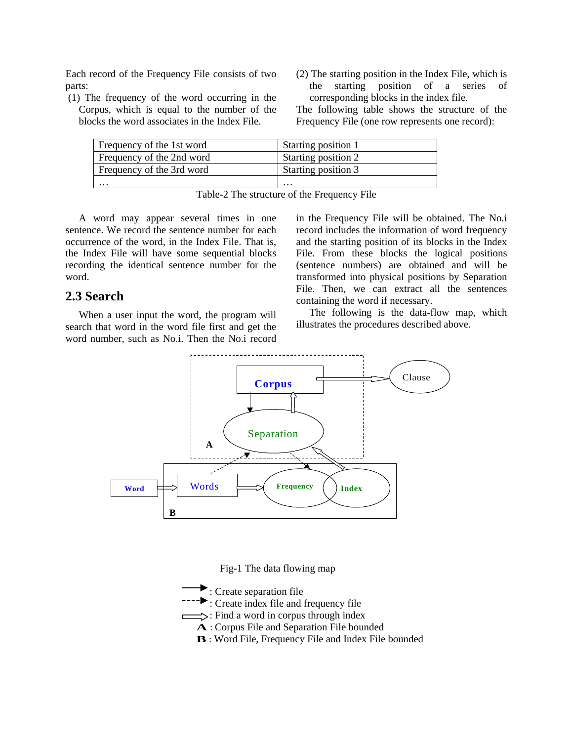Each record of the Frequency File consists of two parts:

(1) The frequency of the word occurring in the Corpus, which is equal to the number of the blocks the word associates in the Index File.

(2) The starting position in the Index File, which is the starting position of a series of corresponding blocks in the index file.

The following table shows the structure of the Frequency File (one row represents one record):

| | |
|---|---|
| Frequency of the 1st word | Starting position 1 |
| Frequency of the 2nd word | Starting position 2 |
| Frequency of the 3rd word | Starting position 3 |
| … | … |

Table-2 The structure of the Frequency File

A word may appear several times in one sentence. We record the sentence number for each occurrence of the word, in the Index File. That is, the Index File will have some sequential blocks recording the identical sentence number for the word.

## 2.3 Search

When a user input the word, the program will search that word in the word file first and get the word number, such as No.i. Then the No.i record in the Frequency File will be obtained. The No.i record includes the information of word frequency and the starting position of its blocks in the Index File. From these blocks the logical positions (sentence numbers) are obtained and will be transformed into physical positions by Separation File. Then, we can extract all the sentences containing the word if necessary.

The following is the data-flow map, which illustrates the procedures described above.

Corpus

Clause

Separation

A

Word

Words

Frequency

Index

B

Fig-1 The data flowing map

→ : Create separation file

- - -> : Create index file and frequency file

⇨ : Find a word in corpus through index

**A** : Corpus File and Separation File bounded

**B** : Word File, Frequency File and Index File bounded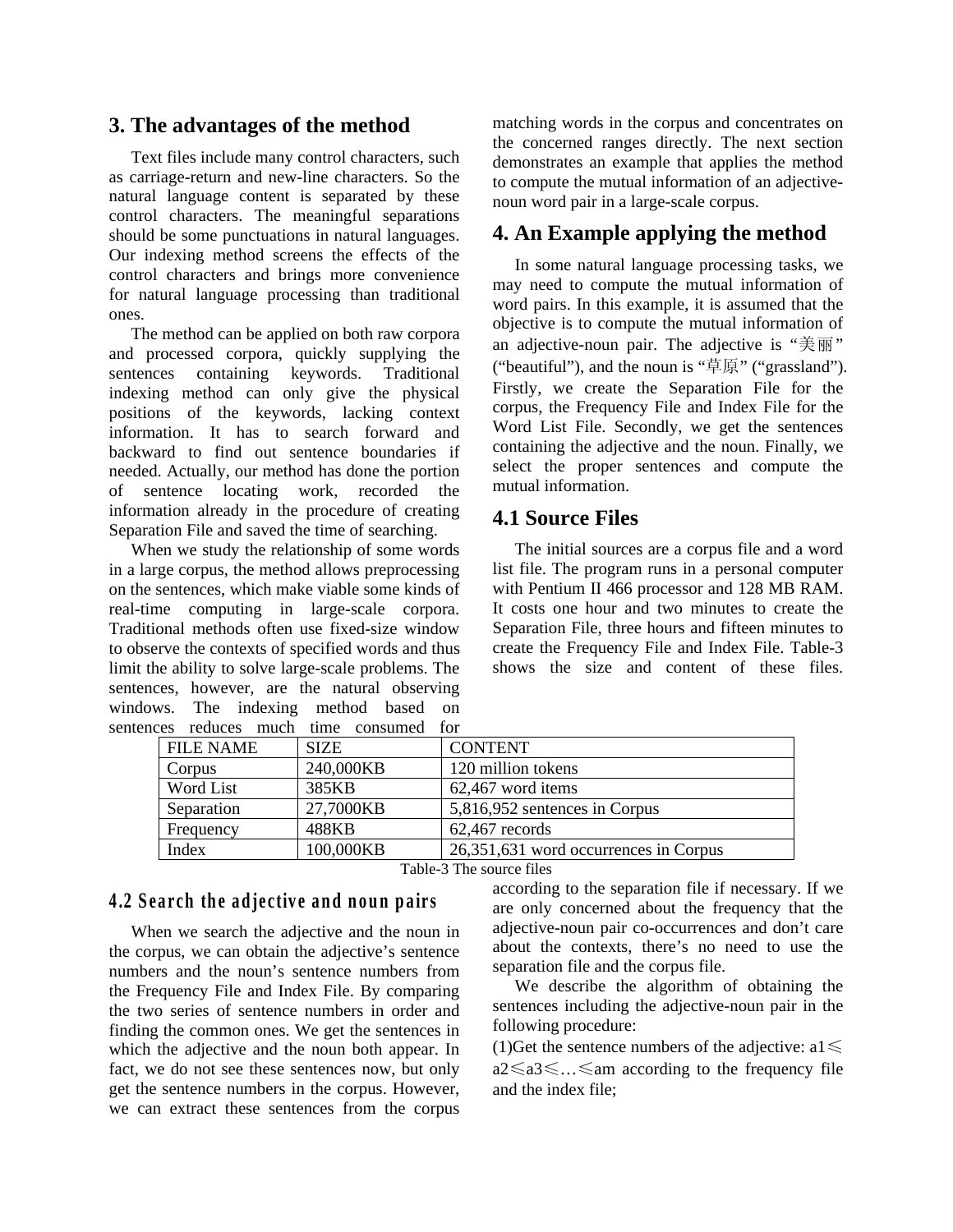## 3. The advantages of the method

Text files include many control characters, such as carriage-return and new-line characters. So the natural language content is separated by these control characters. The meaningful separations should be some punctuations in natural languages. Our indexing method screens the effects of the control characters and brings more convenience for natural language processing than traditional ones.

The method can be applied on both raw corpora and processed corpora, quickly supplying the sentences containing keywords. Traditional indexing method can only give the physical positions of the keywords, lacking context information. It has to search forward and backward to find out sentence boundaries if needed. Actually, our method has done the portion of sentence locating work, recorded the information already in the procedure of creating Separation File and saved the time of searching.

When we study the relationship of some words in a large corpus, the method allows preprocessing on the sentences, which make viable some kinds of real-time computing in large-scale corpora. Traditional methods often use fixed-size window to observe the contexts of specified words and thus limit the ability to solve large-scale problems. The sentences, however, are the natural observing windows. The indexing method based on sentences reduces much time consumed for matching words in the corpus and concentrates on the concerned ranges directly. The next section demonstrates an example that applies the method to compute the mutual information of an adjective-noun word pair in a large-scale corpus.

## 4. An Example applying the method

In some natural language processing tasks, we may need to compute the mutual information of word pairs. In this example, it is assumed that the objective is to compute the mutual information of an adjective-noun pair. The adjective is “美丽” (“beautiful”), and the noun is “草原” (“grassland”). Firstly, we create the Separation File for the corpus, the Frequency File and Index File for the Word List File. Secondly, we get the sentences containing the adjective and the noun. Finally, we select the proper sentences and compute the mutual information.

### 4.1 Source Files

The initial sources are a corpus file and a word list file. The program runs in a personal computer with Pentium II 466 processor and 128 MB RAM. It costs one hour and two minutes to create the Separation File, three hours and fifteen minutes to create the Frequency File and Index File. Table-3 shows the size and content of these files.

| FILE NAME | SIZE | CONTENT |
|---|---|---|
| Corpus | 240,000KB | 120 million tokens |
| Word List | 385KB | 62,467 word items |
| Separation | 27,7000KB | 5,816,952 sentences in Corpus |
| Frequency | 488KB | 62,467 records |
| Index | 100,000KB | 26,351,631 word occurrences in Corpus |

Table-3 The source files

### 4.2 Search the adjective and noun pairs

When we search the adjective and the noun in the corpus, we can obtain the adjective’s sentence numbers and the noun’s sentence numbers from the Frequency File and Index File. By comparing the two series of sentence numbers in order and finding the common ones. We get the sentences in which the adjective and the noun both appear. In fact, we do not see these sentences now, but only get the sentence numbers in the corpus. However, we can extract these sentences from the corpus according to the separation file if necessary. If we are only concerned about the frequency that the adjective-noun pair co-occurrences and don’t care about the contexts, there’s no need to use the separation file and the corpus file.

We describe the algorithm of obtaining the sentences including the adjective-noun pair in the following procedure:

(1)Get the sentence numbers of the adjective: $a1 \leqslant a2 \leqslant a3 \leqslant \ldots \leqslant am$ according to the frequency file and the index file;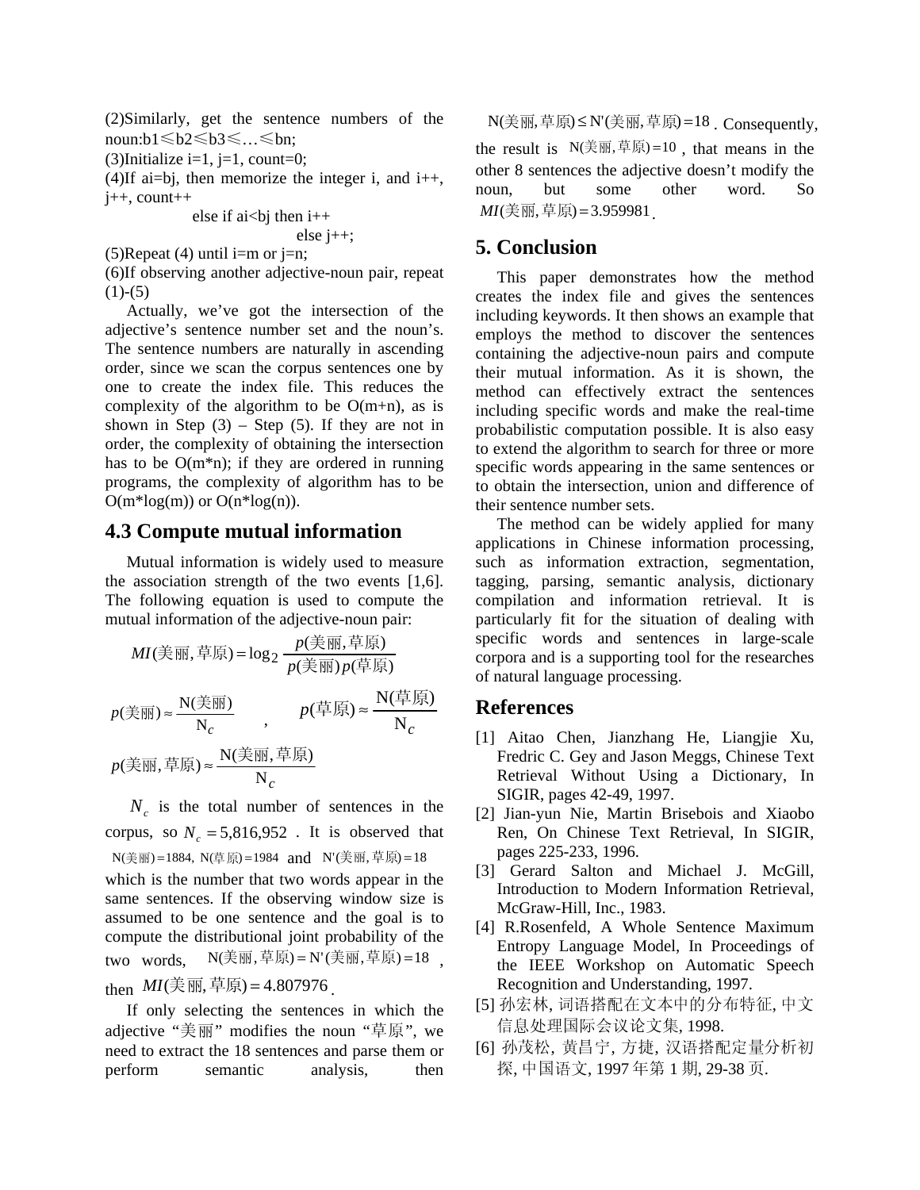(2)Similarly, get the sentence numbers of the noun:b1≤b2≤b3≤…≤bn;

(3)Initialize i=1, j=1, count=0;

(4)If ai=bj, then memorize the integer i, and i++, j++, count++

else if ai<bj then i++

else j++;

(5)Repeat (4) until i=m or j=n;

(6)If observing another adjective-noun pair, repeat (1)-(5)

Actually, we've got the intersection of the adjective's sentence number set and the noun's. The sentence numbers are naturally in ascending order, since we scan the corpus sentences one by one to create the index file. This reduces the complexity of the algorithm to be O(m+n), as is shown in Step (3) – Step (5). If they are not in order, the complexity of obtaining the intersection has to be O(m*n); if they are ordered in running programs, the complexity of algorithm has to be O(m*log(m)) or O(n*log(n)).

## 4.3 Compute mutual information

Mutual information is widely used to measure the association strength of the two events [1,6]. The following equation is used to compute the mutual information of the adjective-noun pair:

$$MI(美丽,草原) = \log_2 \frac{p(美丽,草原)}{p(美丽)p(草原)}$$

$$p(美丽) \approx \frac{\mathrm{N}(美丽)}{\mathrm{N}_c} \quad , \quad p(草原) \approx \frac{\mathrm{N}(草原)}{\mathrm{N}_c}$$

$$p(美丽,草原) \approx \frac{\mathrm{N}(美丽,草原)}{\mathrm{N}_c}$$

$N_c$ is the total number of sentences in the corpus, so $N_c = 5{,}816{,}952$ . It is observed that $\mathrm{N}(美丽)=1884$, $\mathrm{N}(草原)=1984$ and $\mathrm{N}'(美丽,草原)=18$ which is the number that two words appear in the same sentences. If the observing window size is assumed to be one sentence and the goal is to compute the distributional joint probability of the two words, $\mathrm{N}(美丽,草原)=\mathrm{N}'(美丽,草原)=18$ , then $MI(美丽,草原)=4.807976$.

If only selecting the sentences in which the adjective "美丽" modifies the noun "草原", we need to extract the 18 sentences and parse them or perform semantic analysis, then $\mathrm{N}(美丽,草原) \le \mathrm{N}'(美丽,草原)=18$ . Consequently, the result is $\mathrm{N}(美丽,草原)=10$ , that means in the other 8 sentences the adjective doesn't modify the noun, but some other word. So $MI(美丽,草原)=3.959981$.

# 5. Conclusion

This paper demonstrates how the method creates the index file and gives the sentences including keywords. It then shows an example that employs the method to discover the sentences containing the adjective-noun pairs and compute their mutual information. As it is shown, the method can effectively extract the sentences including specific words and make the real-time probabilistic computation possible. It is also easy to extend the algorithm to search for three or more specific words appearing in the same sentences or to obtain the intersection, union and difference of their sentence number sets.

The method can be widely applied for many applications in Chinese information processing, such as information extraction, segmentation, tagging, parsing, semantic analysis, dictionary compilation and information retrieval. It is particularly fit for the situation of dealing with specific words and sentences in large-scale corpora and is a supporting tool for the researches of natural language processing.

# References

[1] Aitao Chen, Jianzhang He, Liangjie Xu, Fredric C. Gey and Jason Meggs, Chinese Text Retrieval Without Using a Dictionary, In SIGIR, pages 42-49, 1997.

[2] Jian-yun Nie, Martin Brisebois and Xiaobo Ren, On Chinese Text Retrieval, In SIGIR, pages 225-233, 1996.

[3] Gerard Salton and Michael J. McGill, Introduction to Modern Information Retrieval, McGraw-Hill, Inc., 1983.

[4] R.Rosenfeld, A Whole Sentence Maximum Entropy Language Model, In Proceedings of the IEEE Workshop on Automatic Speech Recognition and Understanding, 1997.

[5] 孙宏林, 词语搭配在文本中的分布特征, 中文信息处理国际会议论文集, 1998.

[6] 孙茂松, 黄昌宁, 方捷, 汉语搭配定量分析初探, 中国语文, 1997年第1期, 29-38页.